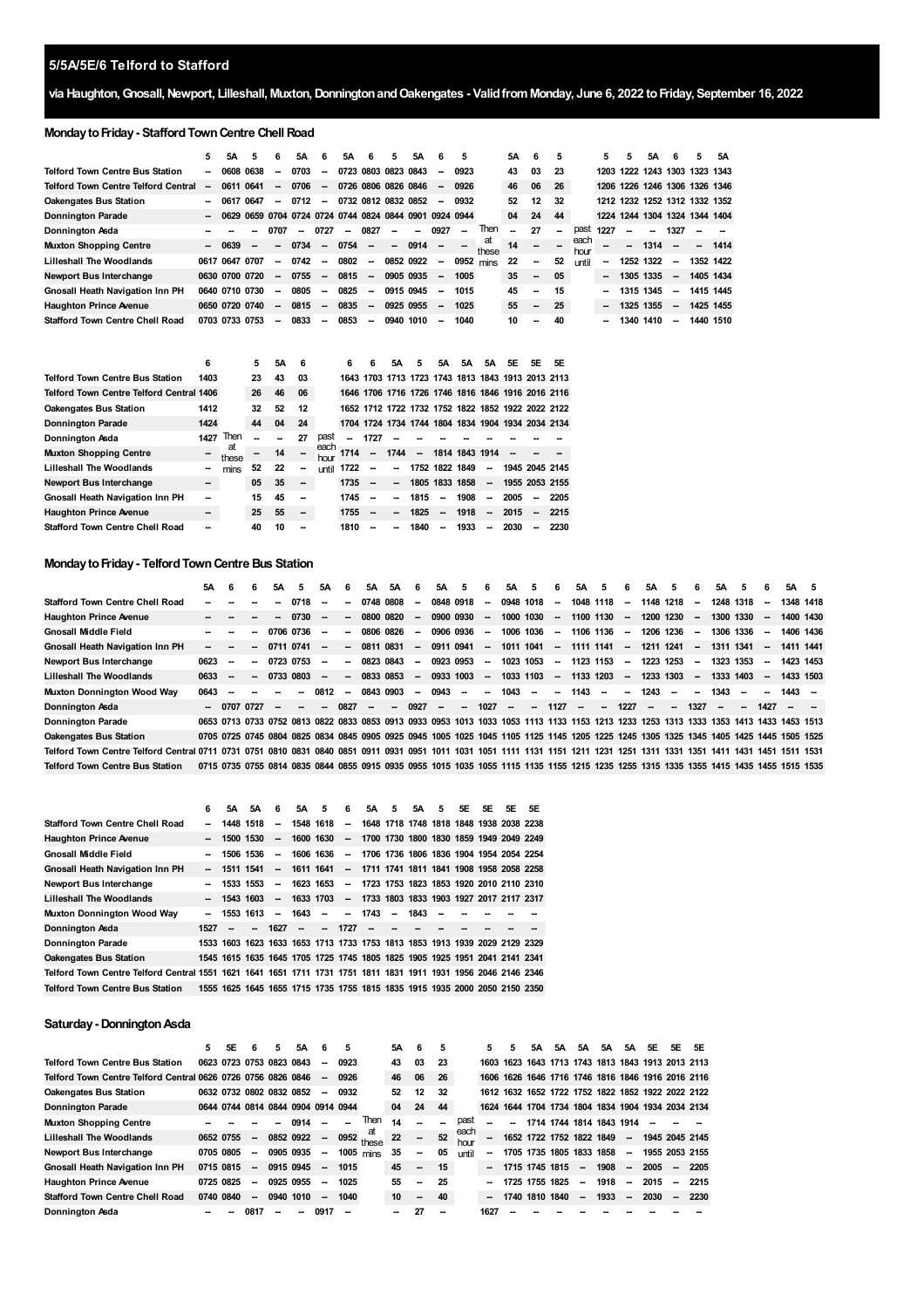# 5/5A/5E/6 Telford to Stafford

**via Haughton, Gnosall, Newport, Lilleshall, Muxton, Donnington and Oakengates - Valid from Monday, June 6, 2022 to Friday, September 16, 2022**

## Monday to Friday - Stafford Town Centre Chell Road

| | 5 | 5A | 5 | 6 | 5A | 6 | 5A | 6 | 5 | 5A | 6 | 5 | | 5A | 6 | 5 | | 5 | 5 | 5A | 6 | 5 | 5A |
|---|---|---|---|---|---|---|---|---|---|---|---|---|---|---|---|---|---|---|---|---|---|---|---|
| Telford Town Centre Bus Station | -- | 0608 | 0638 | -- | 0703 | -- | 0723 | 0803 | 0823 | 0843 | -- | 0923 | | 43 | 03 | 23 | | 1203 | 1222 | 1243 | 1303 | 1323 | 1343 |
| Telford Town Centre Telford Central | -- | 0611 | 0641 | -- | 0706 | -- | 0726 | 0806 | 0826 | 0846 | -- | 0926 | | 46 | 06 | 26 | | 1206 | 1226 | 1246 | 1306 | 1326 | 1346 |
| Oakengates Bus Station | -- | 0617 | 0647 | -- | 0712 | -- | 0732 | 0812 | 0832 | 0852 | -- | 0932 | | 52 | 12 | 32 | | 1212 | 1232 | 1252 | 1312 | 1332 | 1352 |
| Donnington Parade | -- | 0629 | 0659 | 0704 | 0724 | 0724 | 0744 | 0824 | 0844 | 0901 | 0924 | 0944 | | 04 | 24 | 44 | | 1224 | 1244 | 1304 | 1324 | 1344 | 1404 |
| Donnington Asda | -- | -- | -- | 0707 | -- | 0727 | -- | 0827 | -- | -- | 0927 | -- | Then | -- | 27 | -- | past | 1227 | -- | -- | 1327 | -- | -- |
| Muxton Shopping Centre | -- | 0639 | -- | -- | 0734 | -- | 0754 | -- | -- | 0914 | -- | -- | at these | 14 | -- | -- | each hour | -- | -- | 1314 | -- | -- | 1414 |
| Lilleshall The Woodlands | 0617 | 0647 | 0707 | -- | 0742 | -- | 0802 | -- | 0852 | 0922 | -- | 0952 | mins | 22 | -- | 52 | until | -- | 1252 | 1322 | -- | 1352 | 1422 |
| Newport Bus Interchange | 0630 | 0700 | 0720 | -- | 0755 | -- | 0815 | -- | 0905 | 0935 | -- | 1005 | | 35 | -- | 05 | | -- | 1305 | 1335 | -- | 1405 | 1434 |
| Gnosall Heath Navigation Inn PH | 0640 | 0710 | 0730 | -- | 0805 | -- | 0825 | -- | 0915 | 0945 | -- | 1015 | | 45 | -- | 15 | | -- | 1315 | 1345 | -- | 1415 | 1445 |
| Haughton Prince Avenue | 0650 | 0720 | 0740 | -- | 0815 | -- | 0835 | -- | 0925 | 0955 | -- | 1025 | | 55 | -- | 25 | | -- | 1325 | 1355 | -- | 1425 | 1455 |
| Stafford Town Centre Chell Road | 0703 | 0733 | 0753 | -- | 0833 | -- | 0853 | -- | 0940 | 1010 | -- | 1040 | | 10 | -- | 40 | | -- | 1340 | 1410 | -- | 1440 | 1510 |

| | 6 | | 5 | 5A | 6 | | 6 | 6 | 5A | 5 | 5A | 5A | 5A | 5E | 5E | 5E |
|---|---|---|---|---|---|---|---|---|---|---|---|---|---|---|---|---|
| Telford Town Centre Bus Station | 1403 | | 23 | 43 | 03 | | 1643 | 1703 | 1713 | 1723 | 1743 | 1813 | 1843 | 1913 | 2013 | 2113 |
| Telford Town Centre Telford Central | 1406 | | 26 | 46 | 06 | | 1646 | 1706 | 1716 | 1726 | 1746 | 1816 | 1846 | 1916 | 2016 | 2116 |
| Oakengates Bus Station | 1412 | | 32 | 52 | 12 | | 1652 | 1712 | 1722 | 1732 | 1752 | 1822 | 1852 | 1922 | 2022 | 2122 |
| Donnington Parade | 1424 | | 44 | 04 | 24 | | 1704 | 1724 | 1734 | 1744 | 1804 | 1834 | 1904 | 1934 | 2034 | 2134 |
| Donnington Asda | 1427 | Then | -- | -- | 27 | past | -- | 1727 | -- | -- | -- | -- | -- | -- | -- | -- |
| Muxton Shopping Centre | -- | at these | -- | 14 | -- | each hour | 1714 | -- | 1744 | -- | 1814 | 1843 | 1914 | -- | -- | -- |
| Lilleshall The Woodlands | -- | mins | 52 | 22 | -- | until | 1722 | -- | -- | 1752 | 1822 | 1849 | -- | 1945 | 2045 | 2145 |
| Newport Bus Interchange | -- | | 05 | 35 | -- | | 1735 | -- | -- | 1805 | 1833 | 1858 | -- | 1955 | 2053 | 2155 |
| Gnosall Heath Navigation Inn PH | -- | | 15 | 45 | -- | | 1745 | -- | -- | 1815 | -- | 1908 | -- | 2005 | -- | 2205 |
| Haughton Prince Avenue | -- | | 25 | 55 | -- | | 1755 | -- | -- | 1825 | -- | 1918 | -- | 2015 | -- | 2215 |
| Stafford Town Centre Chell Road | -- | | 40 | 10 | -- | | 1810 | -- | -- | 1840 | -- | 1933 | -- | 2030 | -- | 2230 |

## Monday to Friday - Telford Town Centre Bus Station

| | 5A | 6 | 6 | 5A | 5 | 5A | 6 | 5A | 5A | 6 | 5A | 5 | 6 | 5A | 5 | 6 | 5A | 5 | 6 | 5A | 5 | 6 | 5A | 5 | 6 | 5A | 5 |
|---|---|---|---|---|---|---|---|---|---|---|---|---|---|---|---|---|---|---|---|---|---|---|---|---|---|---|---|
| Stafford Town Centre Chell Road | -- | -- | -- | -- | 0718 | -- | -- | 0748 | 0808 | -- | 0848 | 0918 | -- | 0948 | 1018 | -- | 1048 | 1118 | -- | 1148 | 1218 | -- | 1248 | 1318 | -- | 1348 | 1418 |
| Haughton Prince Avenue | -- | -- | -- | -- | 0730 | -- | -- | 0800 | 0820 | -- | 0900 | 0930 | -- | 1000 | 1030 | -- | 1100 | 1130 | -- | 1200 | 1230 | -- | 1300 | 1330 | -- | 1400 | 1430 |
| Gnosall Middle Field | -- | -- | -- | 0706 | 0736 | -- | -- | 0806 | 0826 | -- | 0906 | 0936 | -- | 1006 | 1036 | -- | 1106 | 1136 | -- | 1206 | 1236 | -- | 1306 | 1336 | -- | 1406 | 1436 |
| Gnosall Heath Navigation Inn PH | -- | -- | -- | 0711 | 0741 | -- | -- | 0811 | 0831 | -- | 0911 | 0941 | -- | 1011 | 1041 | -- | 1111 | 1141 | -- | 1211 | 1241 | -- | 1311 | 1341 | -- | 1411 | 1441 |
| Newport Bus Interchange | 0623 | -- | -- | 0723 | 0753 | -- | -- | 0823 | 0843 | -- | 0923 | 0953 | -- | 1023 | 1053 | -- | 1123 | 1153 | -- | 1223 | 1253 | -- | 1323 | 1353 | -- | 1423 | 1453 |
| Lilleshall The Woodlands | 0633 | -- | -- | 0733 | 0803 | -- | -- | 0833 | 0853 | -- | 0933 | 1003 | -- | 1033 | 1103 | -- | 1133 | 1203 | -- | 1233 | 1303 | -- | 1333 | 1403 | -- | 1433 | 1503 |
| Muxton Donnington Wood Way | 0643 | -- | -- | -- | -- | 0812 | -- | 0843 | 0903 | -- | 0943 | -- | -- | 1043 | -- | -- | 1143 | -- | -- | 1243 | -- | -- | 1343 | -- | -- | 1443 | -- |
| Donnington Asda | -- | 0707 | 0727 | -- | -- | -- | 0827 | -- | -- | 0927 | -- | -- | 1027 | -- | -- | 1127 | -- | -- | 1227 | -- | -- | 1327 | -- | -- | 1427 | -- | -- |
| Donnington Parade | 0653 | 0713 | 0733 | 0752 | 0813 | 0822 | 0833 | 0853 | 0913 | 0933 | 0953 | 1013 | 1033 | 1053 | 1113 | 1133 | 1153 | 1213 | 1233 | 1253 | 1313 | 1333 | 1353 | 1413 | 1433 | 1453 | 1513 |
| Oakengates Bus Station | 0705 | 0725 | 0745 | 0804 | 0825 | 0834 | 0845 | 0905 | 0925 | 0945 | 1005 | 1025 | 1045 | 1105 | 1125 | 1145 | 1205 | 1225 | 1245 | 1305 | 1325 | 1345 | 1405 | 1425 | 1445 | 1505 | 1525 |
| Telford Town Centre Telford Central | 0711 | 0731 | 0751 | 0810 | 0831 | 0840 | 0851 | 0911 | 0931 | 0951 | 1011 | 1031 | 1051 | 1111 | 1131 | 1151 | 1211 | 1231 | 1251 | 1311 | 1331 | 1351 | 1411 | 1431 | 1451 | 1511 | 1531 |
| Telford Town Centre Bus Station | 0715 | 0735 | 0755 | 0814 | 0835 | 0844 | 0855 | 0915 | 0935 | 0955 | 1015 | 1035 | 1055 | 1115 | 1135 | 1155 | 1215 | 1235 | 1255 | 1315 | 1335 | 1355 | 1415 | 1435 | 1455 | 1515 | 1535 |

| | 6 | 5A | 5A | 6 | 5A | 5 | 6 | 5A | 5 | 5A | 5 | 5E | 5E | 5E | 5E |
|---|---|---|---|---|---|---|---|---|---|---|---|---|---|---|---|
| Stafford Town Centre Chell Road | -- | 1448 | 1518 | -- | 1548 | 1618 | -- | 1648 | 1718 | 1748 | 1818 | 1848 | 1938 | 2038 | 2238 |
| Haughton Prince Avenue | -- | 1500 | 1530 | -- | 1600 | 1630 | -- | 1700 | 1730 | 1800 | 1830 | 1859 | 1949 | 2049 | 2249 |
| Gnosall Middle Field | -- | 1506 | 1536 | -- | 1606 | 1636 | -- | 1706 | 1736 | 1806 | 1836 | 1904 | 1954 | 2054 | 2254 |
| Gnosall Heath Navigation Inn PH | -- | 1511 | 1541 | -- | 1611 | 1641 | -- | 1711 | 1741 | 1811 | 1841 | 1908 | 1958 | 2058 | 2258 |
| Newport Bus Interchange | -- | 1533 | 1553 | -- | 1623 | 1653 | -- | 1723 | 1753 | 1823 | 1853 | 1920 | 2010 | 2110 | 2310 |
| Lilleshall The Woodlands | -- | 1543 | 1603 | -- | 1633 | 1703 | -- | 1733 | 1803 | 1833 | 1903 | 1927 | 2017 | 2117 | 2317 |
| Muxton Donnington Wood Way | -- | 1553 | 1613 | -- | 1643 | -- | -- | 1743 | -- | 1843 | -- | -- | -- | -- | -- |
| Donnington Asda | 1527 | -- | -- | 1627 | -- | -- | 1727 | -- | -- | -- | -- | -- | -- | -- | -- |
| Donnington Parade | 1533 | 1603 | 1623 | 1633 | 1653 | 1713 | 1733 | 1753 | 1813 | 1853 | 1913 | 1939 | 2029 | 2129 | 2329 |
| Oakengates Bus Station | 1545 | 1615 | 1635 | 1645 | 1705 | 1725 | 1745 | 1805 | 1825 | 1905 | 1925 | 1951 | 2041 | 2141 | 2341 |
| Telford Town Centre Telford Central | 1551 | 1621 | 1641 | 1651 | 1711 | 1731 | 1751 | 1811 | 1831 | 1911 | 1931 | 1956 | 2046 | 2146 | 2346 |
| Telford Town Centre Bus Station | 1555 | 1625 | 1645 | 1655 | 1715 | 1735 | 1755 | 1815 | 1835 | 1915 | 1935 | 2000 | 2050 | 2150 | 2350 |

## Saturday - Donnington Asda

| | 5 | 5E | 6 | 5 | 5A | 6 | 5 | | 5A | 6 | 5 | | 5 | 5 | 5A | 5A | 5A | 5A | 5A | 5E | 5E | 5E |
|---|---|---|---|---|---|---|---|---|---|---|---|---|---|---|---|---|---|---|---|---|---|---|
| Telford Town Centre Bus Station | 0623 | 0723 | 0753 | 0823 | 0843 | -- | 0923 | | 43 | 03 | 23 | | 1603 | 1623 | 1643 | 1713 | 1743 | 1813 | 1843 | 1913 | 2013 | 2113 |
| Telford Town Centre Telford Central | 0626 | 0726 | 0756 | 0826 | 0846 | -- | 0926 | | 46 | 06 | 26 | | 1606 | 1626 | 1646 | 1716 | 1746 | 1816 | 1846 | 1916 | 2016 | 2116 |
| Oakengates Bus Station | 0632 | 0732 | 0802 | 0832 | 0852 | -- | 0932 | | 52 | 12 | 32 | | 1612 | 1632 | 1652 | 1722 | 1752 | 1822 | 1852 | 1922 | 2022 | 2122 |
| Donnington Parade | 0644 | 0744 | 0814 | 0844 | 0904 | 0914 | 0944 | | 04 | 24 | 44 | | 1624 | 1644 | 1704 | 1734 | 1804 | 1834 | 1904 | 1934 | 2034 | 2134 |
| Muxton Shopping Centre | -- | -- | -- | -- | 0914 | -- | -- | Then | 14 | -- | -- | past | -- | -- | 1714 | 1744 | 1814 | 1843 | 1914 | -- | -- | -- |
| Lilleshall The Woodlands | 0652 | 0755 | -- | 0852 | 0922 | -- | 0952 | at these | 22 | -- | 52 | each hour | -- | 1652 | 1722 | 1752 | 1822 | 1849 | -- | 1945 | 2045 | 2145 |
| Newport Bus Interchange | 0705 | 0805 | -- | 0905 | 0935 | -- | 1005 | mins | 35 | -- | 05 | until | -- | 1705 | 1735 | 1805 | 1833 | 1858 | -- | 1955 | 2053 | 2155 |
| Gnosall Heath Navigation Inn PH | 0715 | 0815 | -- | 0915 | 0945 | -- | 1015 | | 45 | -- | 15 | | -- | 1715 | 1745 | 1815 | -- | 1908 | -- | 2005 | -- | 2205 |
| Haughton Prince Avenue | 0725 | 0825 | -- | 0925 | 0955 | -- | 1025 | | 55 | -- | 25 | | -- | 1725 | 1755 | 1825 | -- | 1918 | -- | 2015 | -- | 2215 |
| Stafford Town Centre Chell Road | 0740 | 0840 | -- | 0940 | 1010 | -- | 1040 | | 10 | -- | 40 | | -- | 1740 | 1810 | 1840 | -- | 1933 | -- | 2030 | -- | 2230 |
| Donnington Asda | -- | -- | 0817 | -- | -- | 0917 | -- | | -- | 27 | -- | | 1627 | -- | -- | -- | -- | -- | -- | -- | -- | -- |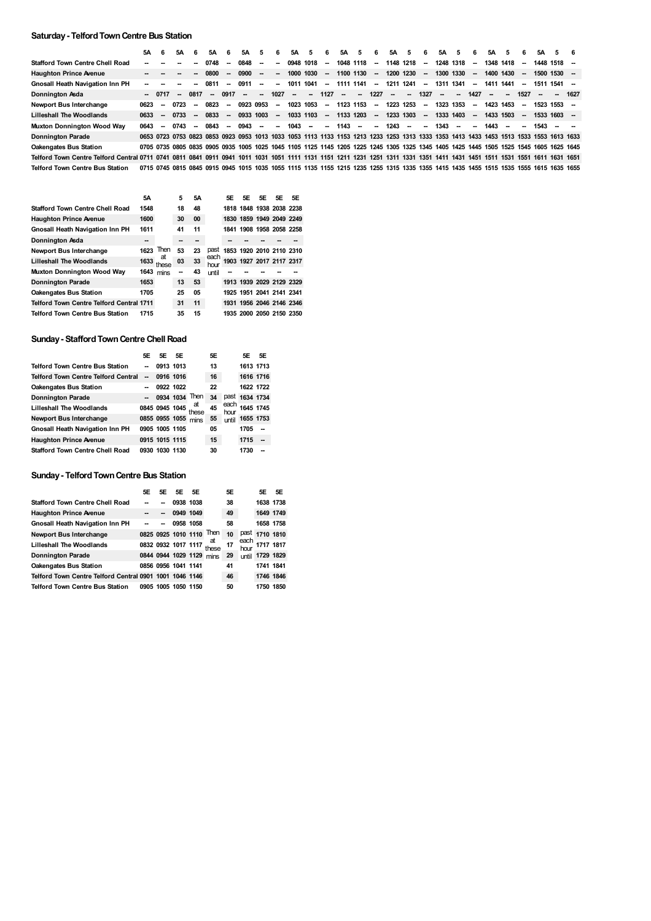## Saturday - Telford Town Centre Bus Station

| | 5A | 6 | 5A | 6 | 5A | 6 | 5A | 5 | 6 | 5A | 5 | 6 | 5A | 5 | 6 | 5A | 5 | 6 | 5A | 5 | 6 | 5A | 5 | 6 | 5A | 5 | 6 |
|---|---|---|---|---|---|---|---|---|---|---|---|---|---|---|---|---|---|---|---|---|---|---|---|---|---|---|---|
| **Stafford Town Centre Chell Road** | -- | -- | -- | -- | 0748 | -- | 0848 | -- | -- | 0948 | 1018 | -- | 1048 | 1118 | -- | 1148 | 1218 | -- | 1248 | 1318 | -- | 1348 | 1418 | -- | 1448 | 1518 | -- |
| **Haughton Prince Avenue** | -- | -- | -- | -- | 0800 | -- | 0900 | -- | -- | 1000 | 1030 | -- | 1100 | 1130 | -- | 1200 | 1230 | -- | 1300 | 1330 | -- | 1400 | 1430 | -- | 1500 | 1530 | -- |
| **Gnosall Heath Navigation Inn PH** | -- | -- | -- | -- | 0811 | -- | 0911 | -- | -- | 1011 | 1041 | -- | 1111 | 1141 | -- | 1211 | 1241 | -- | 1311 | 1341 | -- | 1411 | 1441 | -- | 1511 | 1541 | -- |
| **Donnington Asda** | -- | 0717 | -- | 0817 | -- | 0917 | -- | -- | 1027 | -- | -- | 1127 | -- | -- | 1227 | -- | -- | 1327 | -- | -- | 1427 | -- | -- | 1527 | -- | -- | 1627 |
| **Newport Bus Interchange** | 0623 | -- | 0723 | -- | 0823 | -- | 0923 | 0953 | -- | 1023 | 1053 | -- | 1123 | 1153 | -- | 1223 | 1253 | -- | 1323 | 1353 | -- | 1423 | 1453 | -- | 1523 | 1553 | -- |
| **Lilleshall The Woodlands** | 0633 | -- | 0733 | -- | 0833 | -- | 0933 | 1003 | -- | 1033 | 1103 | -- | 1133 | 1203 | -- | 1233 | 1303 | -- | 1333 | 1403 | -- | 1433 | 1503 | -- | 1533 | 1603 | -- |
| **Muxton Donnington Wood Way** | 0643 | -- | 0743 | -- | 0843 | -- | 0943 | -- | -- | 1043 | -- | -- | 1143 | -- | -- | 1243 | -- | -- | 1343 | -- | -- | 1443 | -- | -- | 1543 | -- | -- |
| **Donnington Parade** | 0653 | 0723 | 0753 | 0823 | 0853 | 0923 | 0953 | 1013 | 1033 | 1053 | 1113 | 1133 | 1153 | 1213 | 1233 | 1253 | 1313 | 1333 | 1353 | 1413 | 1433 | 1453 | 1513 | 1533 | 1553 | 1613 | 1633 |
| **Oakengates Bus Station** | 0705 | 0735 | 0805 | 0835 | 0905 | 0935 | 1005 | 1025 | 1045 | 1105 | 1125 | 1145 | 1205 | 1225 | 1245 | 1305 | 1325 | 1345 | 1405 | 1425 | 1445 | 1505 | 1525 | 1545 | 1605 | 1625 | 1645 |
| **Telford Town Centre Telford Central** | 0711 | 0741 | 0811 | 0841 | 0911 | 0941 | 1011 | 1031 | 1051 | 1111 | 1131 | 1151 | 1211 | 1231 | 1251 | 1311 | 1331 | 1351 | 1411 | 1431 | 1451 | 1511 | 1531 | 1551 | 1611 | 1631 | 1651 |
| **Telford Town Centre Bus Station** | 0715 | 0745 | 0815 | 0845 | 0915 | 0945 | 1015 | 1035 | 1055 | 1115 | 1135 | 1155 | 1215 | 1235 | 1255 | 1315 | 1335 | 1355 | 1415 | 1435 | 1455 | 1515 | 1535 | 1555 | 1615 | 1635 | 1655 |

| | 5A | | 5 | 5A | | 5E | 5E | 5E | 5E | 5E |
|---|---|---|---|---|---|---|---|---|---|---|
| **Stafford Town Centre Chell Road** | 1548 | | 18 | 48 | | 1818 | 1848 | 1938 | 2038 | 2238 |
| **Haughton Prince Avenue** | 1600 | | 30 | 00 | | 1830 | 1859 | 1949 | 2049 | 2249 |
| **Gnosall Heath Navigation Inn PH** | 1611 | | 41 | 11 | | 1841 | 1908 | 1958 | 2058 | 2258 |
| **Donnington Asda** | -- | | -- | -- | | -- | -- | -- | -- | -- |
| **Newport Bus Interchange** | 1623 | Then | 53 | 23 | past | 1853 | 1920 | 2010 | 2110 | 2310 |
| **Lilleshall The Woodlands** | 1633 | at these | 03 | 33 | each hour | 1903 | 1927 | 2017 | 2117 | 2317 |
| **Muxton Donnington Wood Way** | 1643 | mins | -- | 43 | until | -- | -- | -- | -- | -- |
| **Donnington Parade** | 1653 | | 13 | 53 | | 1913 | 1939 | 2029 | 2129 | 2329 |
| **Oakengates Bus Station** | 1705 | | 25 | 05 | | 1925 | 1951 | 2041 | 2141 | 2341 |
| **Telford Town Centre Telford Central** | 1711 | | 31 | 11 | | 1931 | 1956 | 2046 | 2146 | 2346 |
| **Telford Town Centre Bus Station** | 1715 | | 35 | 15 | | 1935 | 2000 | 2050 | 2150 | 2350 |

## Sunday - Stafford Town Centre Chell Road

| | 5E | 5E | 5E | | 5E | | 5E | 5E |
|---|---|---|---|---|---|---|---|---|
| **Telford Town Centre Bus Station** | -- | 0913 | 1013 | | 13 | | 1613 | 1713 |
| **Telford Town Centre Telford Central** | -- | 0916 | 1016 | | 16 | | 1616 | 1716 |
| **Oakengates Bus Station** | -- | 0922 | 1022 | | 22 | | 1622 | 1722 |
| **Donnington Parade** | -- | 0934 | 1034 | Then | 34 | past | 1634 | 1734 |
| **Lilleshall The Woodlands** | 0845 | 0945 | 1045 | at these | 45 | each hour | 1645 | 1745 |
| **Newport Bus Interchange** | 0855 | 0955 | 1055 | mins | 55 | until | 1655 | 1753 |
| **Gnosall Heath Navigation Inn PH** | 0905 | 1005 | 1105 | | 05 | | 1705 | -- |
| **Haughton Prince Avenue** | 0915 | 1015 | 1115 | | 15 | | 1715 | -- |
| **Stafford Town Centre Chell Road** | 0930 | 1030 | 1130 | | 30 | | 1730 | -- |

## Sunday - Telford Town Centre Bus Station

| | 5E | 5E | 5E | 5E | | 5E | | 5E | 5E |
|---|---|---|---|---|---|---|---|---|---|
| **Stafford Town Centre Chell Road** | -- | -- | 0938 | 1038 | | 38 | | 1638 | 1738 |
| **Haughton Prince Avenue** | -- | -- | 0949 | 1049 | | 49 | | 1649 | 1749 |
| **Gnosall Heath Navigation Inn PH** | -- | -- | 0958 | 1058 | | 58 | | 1658 | 1758 |
| **Newport Bus Interchange** | 0825 | 0925 | 1010 | 1110 | Then | 10 | past | 1710 | 1810 |
| **Lilleshall The Woodlands** | 0832 | 0932 | 1017 | 1117 | at these | 17 | each hour | 1717 | 1817 |
| **Donnington Parade** | 0844 | 0944 | 1029 | 1129 | mins | 29 | until | 1729 | 1829 |
| **Oakengates Bus Station** | 0856 | 0956 | 1041 | 1141 | | 41 | | 1741 | 1841 |
| **Telford Town Centre Telford Central** | 0901 | 1001 | 1046 | 1146 | | 46 | | 1746 | 1846 |
| **Telford Town Centre Bus Station** | 0905 | 1005 | 1050 | 1150 | | 50 | | 1750 | 1850 |